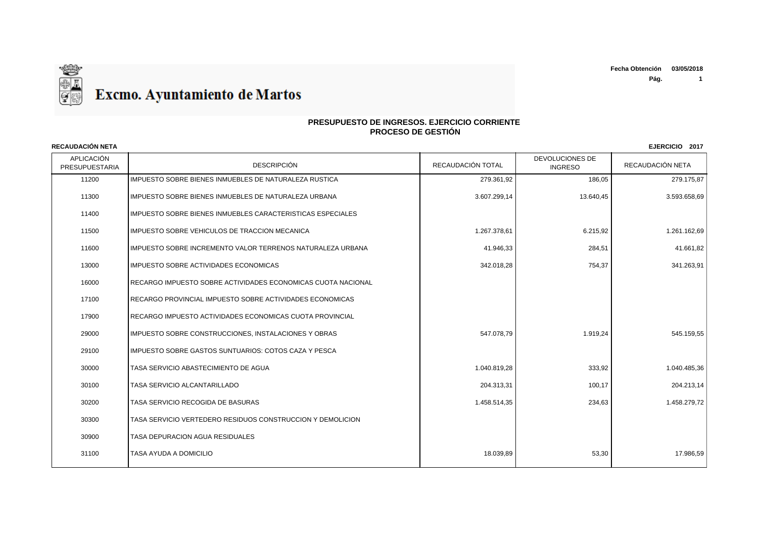# Excmo. Ayuntamiento de Martos

**Fecha Obtención** 03/05/2018

## PRESUPUESTO DE INGRESOS. EJERCICIO CORRIENTE
## PROCESO DE GESTIÓN

**RECAUDACIÓN NETA** **EJERCICIO 2017**

| APLICACIÓN PRESUPUESTARIA | DESCRIPCIÓN | RECAUDACIÓN TOTAL | DEVOLUCIONES DE INGRESO | RECAUDACIÓN NETA |
|---|---|---|---|---|
| 11200 | IMPUESTO SOBRE BIENES INMUEBLES DE NATURALEZA RUSTICA | 279.361,92 | 186,05 | 279.175,87 |
| 11300 | IMPUESTO SOBRE BIENES INMUEBLES DE NATURALEZA URBANA | 3.607.299,14 | 13.640,45 | 3.593.658,69 |
| 11400 | IMPUESTO SOBRE BIENES INMUEBLES CARACTERISTICAS ESPECIALES | | | |
| 11500 | IMPUESTO SOBRE VEHICULOS DE TRACCION MECANICA | 1.267.378,61 | 6.215,92 | 1.261.162,69 |
| 11600 | IMPUESTO SOBRE INCREMENTO VALOR TERRENOS NATURALEZA URBANA | 41.946,33 | 284,51 | 41.661,82 |
| 13000 | IMPUESTO SOBRE ACTIVIDADES ECONOMICAS | 342.018,28 | 754,37 | 341.263,91 |
| 16000 | RECARGO IMPUESTO SOBRE ACTIVIDADES ECONOMICAS CUOTA NACIONAL | | | |
| 17100 | RECARGO PROVINCIAL IMPUESTO SOBRE ACTIVIDADES ECONOMICAS | | | |
| 17900 | RECARGO IMPUESTO ACTIVIDADES ECONOMICAS CUOTA PROVINCIAL | | | |
| 29000 | IMPUESTO SOBRE CONSTRUCCIONES, INSTALACIONES Y OBRAS | 547.078,79 | 1.919,24 | 545.159,55 |
| 29100 | IMPUESTO SOBRE GASTOS SUNTUARIOS: COTOS CAZA Y PESCA | | | |
| 30000 | TASA SERVICIO ABASTECIMIENTO DE AGUA | 1.040.819,28 | 333,92 | 1.040.485,36 |
| 30100 | TASA SERVICIO ALCANTARILLADO | 204.313,31 | 100,17 | 204.213,14 |
| 30200 | TASA SERVICIO RECOGIDA DE BASURAS | 1.458.514,35 | 234,63 | 1.458.279,72 |
| 30300 | TASA SERVICIO VERTEDERO RESIDUOS CONSTRUCCION Y DEMOLICION | | | |
| 30900 | TASA DEPURACION AGUA RESIDUALES | | | |
| 31100 | TASA AYUDA A DOMICILIO | 18.039,89 | 53,30 | 17.986,59 |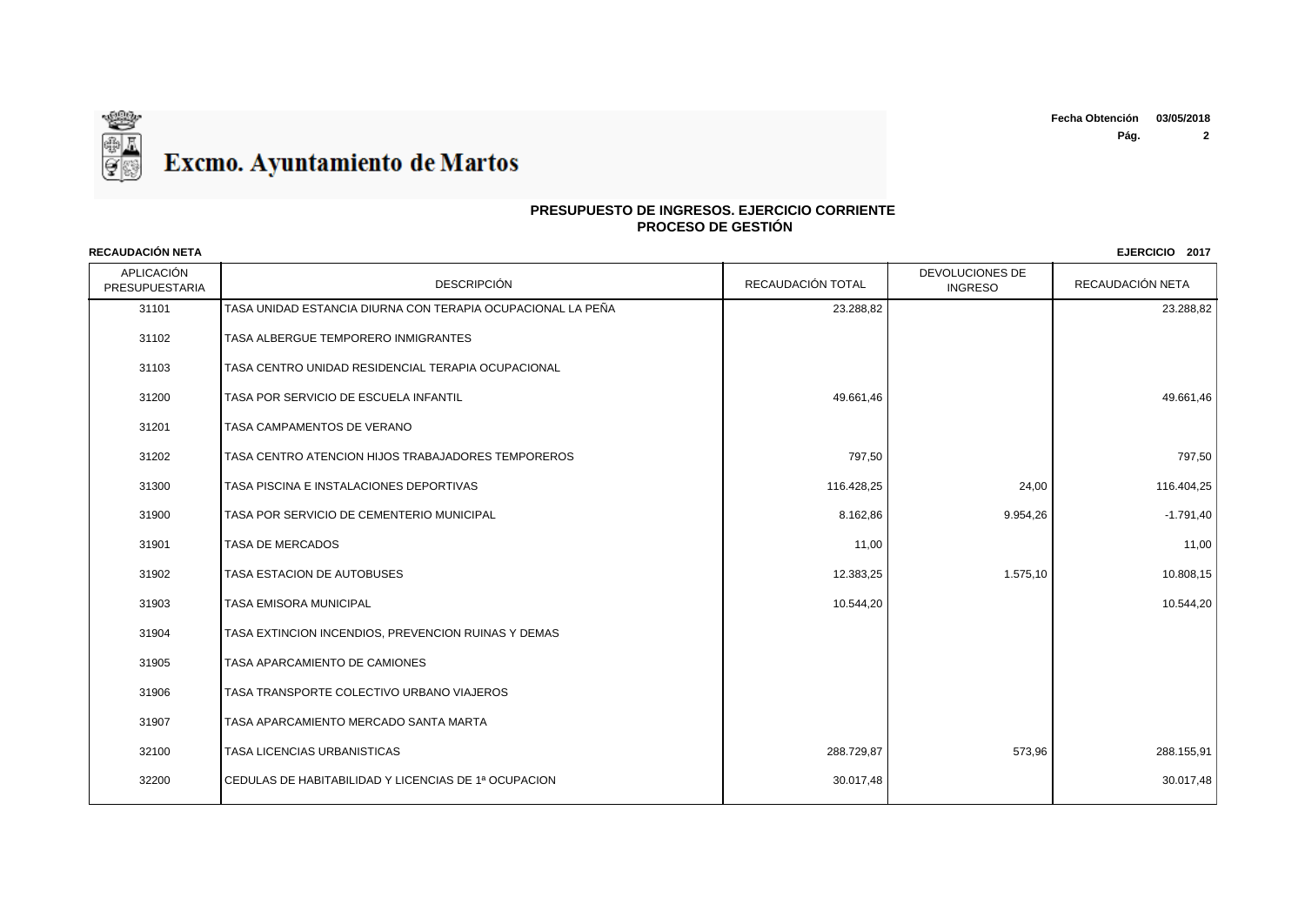# Excmo. Ayuntamiento de Martos

**Fecha Obtención** 03/05/2018

## PRESUPUESTO DE INGRESOS. EJERCICIO CORRIENTE
## PROCESO DE GESTIÓN

**RECAUDACIÓN NETA** **EJERCICIO 2017**

| APLICACIÓN PRESUPUESTARIA | DESCRIPCIÓN | RECAUDACIÓN TOTAL | DEVOLUCIONES DE INGRESO | RECAUDACIÓN NETA |
|---|---|---|---|---|
| 31101 | TASA UNIDAD ESTANCIA DIURNA CON TERAPIA OCUPACIONAL LA PEÑA | 23.288,82 | | 23.288,82 |
| 31102 | TASA ALBERGUE TEMPORERO INMIGRANTES | | | |
| 31103 | TASA CENTRO UNIDAD RESIDENCIAL TERAPIA OCUPACIONAL | | | |
| 31200 | TASA POR SERVICIO DE ESCUELA INFANTIL | 49.661,46 | | 49.661,46 |
| 31201 | TASA CAMPAMENTOS DE VERANO | | | |
| 31202 | TASA CENTRO ATENCION HIJOS TRABAJADORES TEMPOREROS | 797,50 | | 797,50 |
| 31300 | TASA PISCINA E INSTALACIONES DEPORTIVAS | 116.428,25 | 24,00 | 116.404,25 |
| 31900 | TASA POR SERVICIO DE CEMENTERIO MUNICIPAL | 8.162,86 | 9.954,26 | -1.791,40 |
| 31901 | TASA DE MERCADOS | 11,00 | | 11,00 |
| 31902 | TASA ESTACION DE AUTOBUSES | 12.383,25 | 1.575,10 | 10.808,15 |
| 31903 | TASA EMISORA MUNICIPAL | 10.544,20 | | 10.544,20 |
| 31904 | TASA EXTINCION INCENDIOS, PREVENCION RUINAS Y DEMAS | | | |
| 31905 | TASA APARCAMIENTO DE CAMIONES | | | |
| 31906 | TASA TRANSPORTE COLECTIVO URBANO VIAJEROS | | | |
| 31907 | TASA APARCAMIENTO MERCADO SANTA MARTA | | | |
| 32100 | TASA LICENCIAS URBANISTICAS | 288.729,87 | 573,96 | 288.155,91 |
| 32200 | CEDULAS DE HABITABILIDAD Y LICENCIAS DE 1ª OCUPACION | 30.017,48 | | 30.017,48 |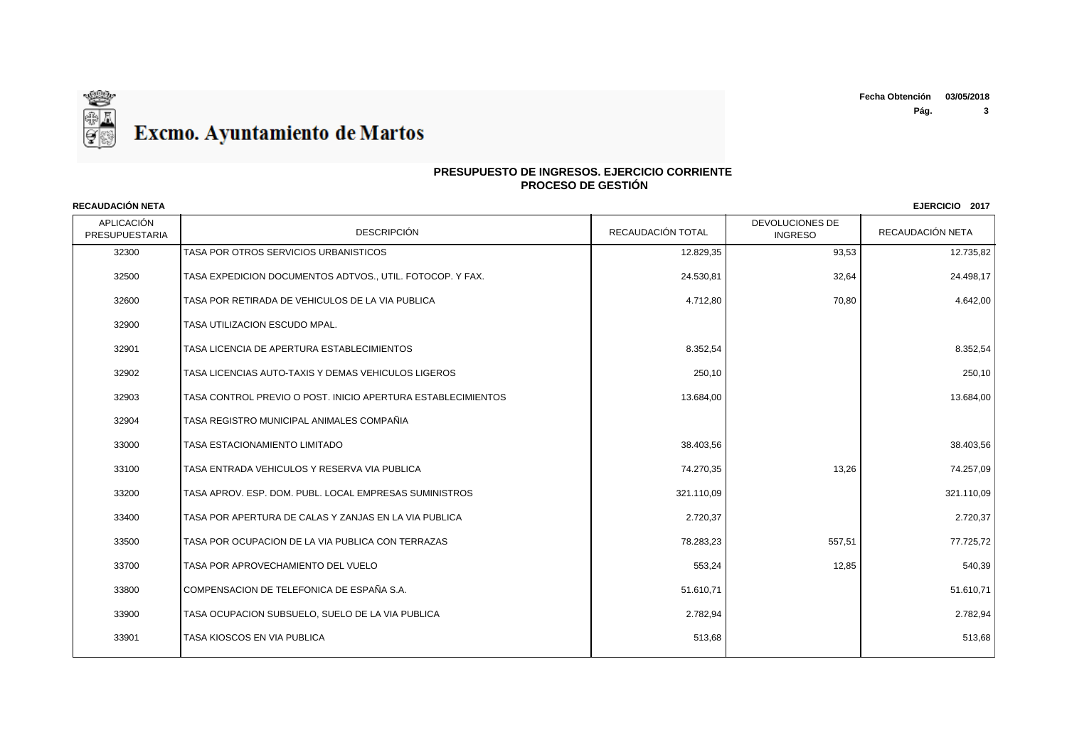# Excmo. Ayuntamiento de Martos

**Fecha Obtención** 03/05/2018

## PRESUPUESTO DE INGRESOS. EJERCICIO CORRIENTE
## PROCESO DE GESTIÓN

**RECAUDACIÓN NETA** **EJERCICIO 2017**

| APLICACIÓN PRESUPUESTARIA | DESCRIPCIÓN | RECAUDACIÓN TOTAL | DEVOLUCIONES DE INGRESO | RECAUDACIÓN NETA |
|---|---|---|---|---|
| 32300 | TASA POR OTROS SERVICIOS URBANISTICOS | 12.829,35 | 93,53 | 12.735,82 |
| 32500 | TASA EXPEDICION DOCUMENTOS ADTVOS., UTIL. FOTOCOP. Y FAX. | 24.530,81 | 32,64 | 24.498,17 |
| 32600 | TASA POR RETIRADA DE VEHICULOS DE LA VIA PUBLICA | 4.712,80 | 70,80 | 4.642,00 |
| 32900 | TASA UTILIZACION ESCUDO MPAL. | | | |
| 32901 | TASA LICENCIA DE APERTURA ESTABLECIMIENTOS | 8.352,54 | | 8.352,54 |
| 32902 | TASA LICENCIAS AUTO-TAXIS Y DEMAS VEHICULOS LIGEROS | 250,10 | | 250,10 |
| 32903 | TASA CONTROL PREVIO O POST. INICIO APERTURA ESTABLECIMIENTOS | 13.684,00 | | 13.684,00 |
| 32904 | TASA REGISTRO MUNICIPAL ANIMALES COMPAÑIA | | | |
| 33000 | TASA ESTACIONAMIENTO LIMITADO | 38.403,56 | | 38.403,56 |
| 33100 | TASA ENTRADA VEHICULOS Y RESERVA VIA PUBLICA | 74.270,35 | 13,26 | 74.257,09 |
| 33200 | TASA APROV. ESP. DOM. PUBL. LOCAL EMPRESAS SUMINISTROS | 321.110,09 | | 321.110,09 |
| 33400 | TASA POR APERTURA DE CALAS Y ZANJAS EN LA VIA PUBLICA | 2.720,37 | | 2.720,37 |
| 33500 | TASA POR OCUPACION DE LA VIA PUBLICA CON TERRAZAS | 78.283,23 | 557,51 | 77.725,72 |
| 33700 | TASA POR APROVECHAMIENTO DEL VUELO | 553,24 | 12,85 | 540,39 |
| 33800 | COMPENSACION DE TELEFONICA DE ESPAÑA S.A. | 51.610,71 | | 51.610,71 |
| 33900 | TASA OCUPACION SUBSUELO, SUELO DE LA VIA PUBLICA | 2.782,94 | | 2.782,94 |
| 33901 | TASA KIOSCOS EN VIA PUBLICA | 513,68 | | 513,68 |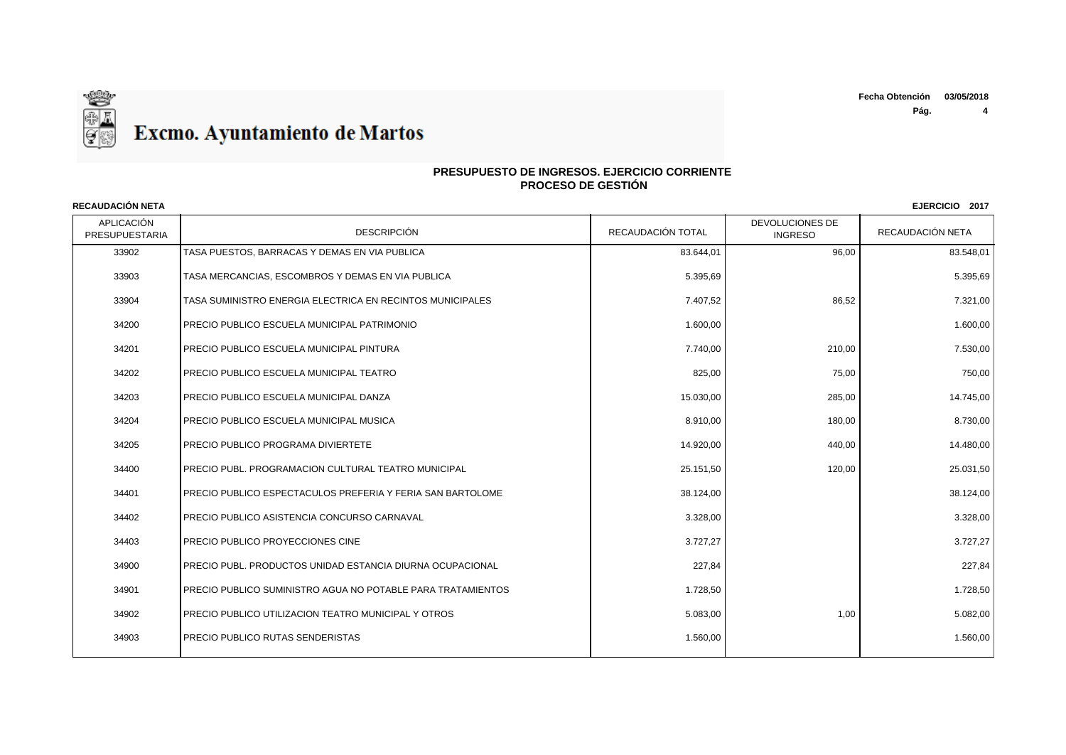Excmo. Ayuntamiento de Martos

Fecha Obtención 03/05/2018

## PRESUPUESTO DE INGRESOS. EJERCICIO CORRIENTE
## PROCESO DE GESTIÓN

**RECAUDACIÓN NETA** **EJERCICIO 2017**

| APLICACIÓN PRESUPUESTARIA | DESCRIPCIÓN | RECAUDACIÓN TOTAL | DEVOLUCIONES DE INGRESO | RECAUDACIÓN NETA |
|---|---|---|---|---|
| 33902 | TASA PUESTOS, BARRACAS Y DEMAS EN VIA PUBLICA | 83.644,01 | 96,00 | 83.548,01 |
| 33903 | TASA MERCANCIAS, ESCOMBROS Y DEMAS EN VIA PUBLICA | 5.395,69 | | 5.395,69 |
| 33904 | TASA SUMINISTRO ENERGIA ELECTRICA EN RECINTOS MUNICIPALES | 7.407,52 | 86,52 | 7.321,00 |
| 34200 | PRECIO PUBLICO ESCUELA MUNICIPAL PATRIMONIO | 1.600,00 | | 1.600,00 |
| 34201 | PRECIO PUBLICO ESCUELA MUNICIPAL PINTURA | 7.740,00 | 210,00 | 7.530,00 |
| 34202 | PRECIO PUBLICO ESCUELA MUNICIPAL TEATRO | 825,00 | 75,00 | 750,00 |
| 34203 | PRECIO PUBLICO ESCUELA MUNICIPAL DANZA | 15.030,00 | 285,00 | 14.745,00 |
| 34204 | PRECIO PUBLICO ESCUELA MUNICIPAL MUSICA | 8.910,00 | 180,00 | 8.730,00 |
| 34205 | PRECIO PUBLICO PROGRAMA DIVIERTETE | 14.920,00 | 440,00 | 14.480,00 |
| 34400 | PRECIO PUBL. PROGRAMACION CULTURAL TEATRO MUNICIPAL | 25.151,50 | 120,00 | 25.031,50 |
| 34401 | PRECIO PUBLICO ESPECTACULOS PREFERIA Y FERIA SAN BARTOLOME | 38.124,00 | | 38.124,00 |
| 34402 | PRECIO PUBLICO ASISTENCIA CONCURSO CARNAVAL | 3.328,00 | | 3.328,00 |
| 34403 | PRECIO PUBLICO PROYECCIONES CINE | 3.727,27 | | 3.727,27 |
| 34900 | PRECIO PUBL. PRODUCTOS UNIDAD ESTANCIA DIURNA OCUPACIONAL | 227,84 | | 227,84 |
| 34901 | PRECIO PUBLICO SUMINISTRO AGUA NO POTABLE PARA TRATAMIENTOS | 1.728,50 | | 1.728,50 |
| 34902 | PRECIO PUBLICO UTILIZACION TEATRO MUNICIPAL Y OTROS | 5.083,00 | 1,00 | 5.082,00 |
| 34903 | PRECIO PUBLICO RUTAS SENDERISTAS | 1.560,00 | | 1.560,00 |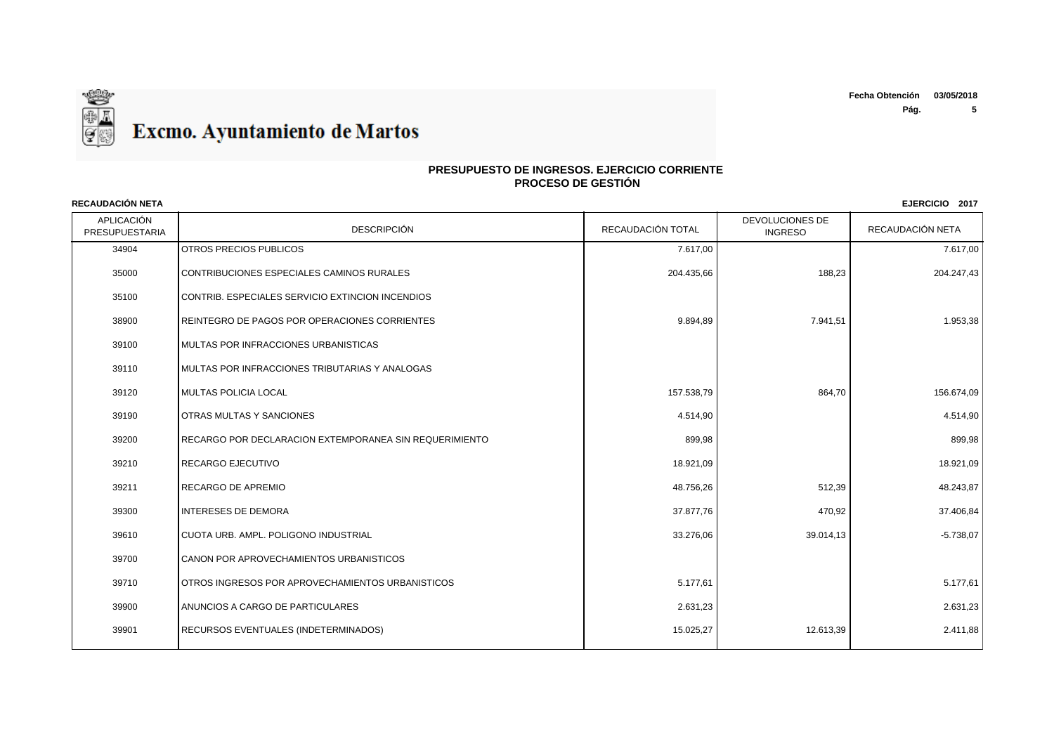# Excmo. Ayuntamiento de Martos

**Fecha Obtención** 03/05/2018

## PRESUPUESTO DE INGRESOS. EJERCICIO CORRIENTE
## PROCESO DE GESTIÓN

**RECAUDACIÓN NETA** **EJERCICIO 2017**

| APLICACIÓN PRESUPUESTARIA | DESCRIPCIÓN | RECAUDACIÓN TOTAL | DEVOLUCIONES DE INGRESO | RECAUDACIÓN NETA |
|---|---|---|---|---|
| 34904 | OTROS PRECIOS PUBLICOS | 7.617,00 | | 7.617,00 |
| 35000 | CONTRIBUCIONES ESPECIALES CAMINOS RURALES | 204.435,66 | 188,23 | 204.247,43 |
| 35100 | CONTRIB. ESPECIALES SERVICIO EXTINCION INCENDIOS | | | |
| 38900 | REINTEGRO DE PAGOS POR OPERACIONES CORRIENTES | 9.894,89 | 7.941,51 | 1.953,38 |
| 39100 | MULTAS POR INFRACCIONES URBANISTICAS | | | |
| 39110 | MULTAS POR INFRACCIONES TRIBUTARIAS Y ANALOGAS | | | |
| 39120 | MULTAS POLICIA LOCAL | 157.538,79 | 864,70 | 156.674,09 |
| 39190 | OTRAS MULTAS Y SANCIONES | 4.514,90 | | 4.514,90 |
| 39200 | RECARGO POR DECLARACION EXTEMPORANEA SIN REQUERIMIENTO | 899,98 | | 899,98 |
| 39210 | RECARGO EJECUTIVO | 18.921,09 | | 18.921,09 |
| 39211 | RECARGO DE APREMIO | 48.756,26 | 512,39 | 48.243,87 |
| 39300 | INTERESES DE DEMORA | 37.877,76 | 470,92 | 37.406,84 |
| 39610 | CUOTA URB. AMPL. POLIGONO INDUSTRIAL | 33.276,06 | 39.014,13 | -5.738,07 |
| 39700 | CANON POR APROVECHAMIENTOS URBANISTICOS | | | |
| 39710 | OTROS INGRESOS POR APROVECHAMIENTOS URBANISTICOS | 5.177,61 | | 5.177,61 |
| 39900 | ANUNCIOS A CARGO DE PARTICULARES | 2.631,23 | | 2.631,23 |
| 39901 | RECURSOS EVENTUALES (INDETERMINADOS) | 15.025,27 | 12.613,39 | 2.411,88 |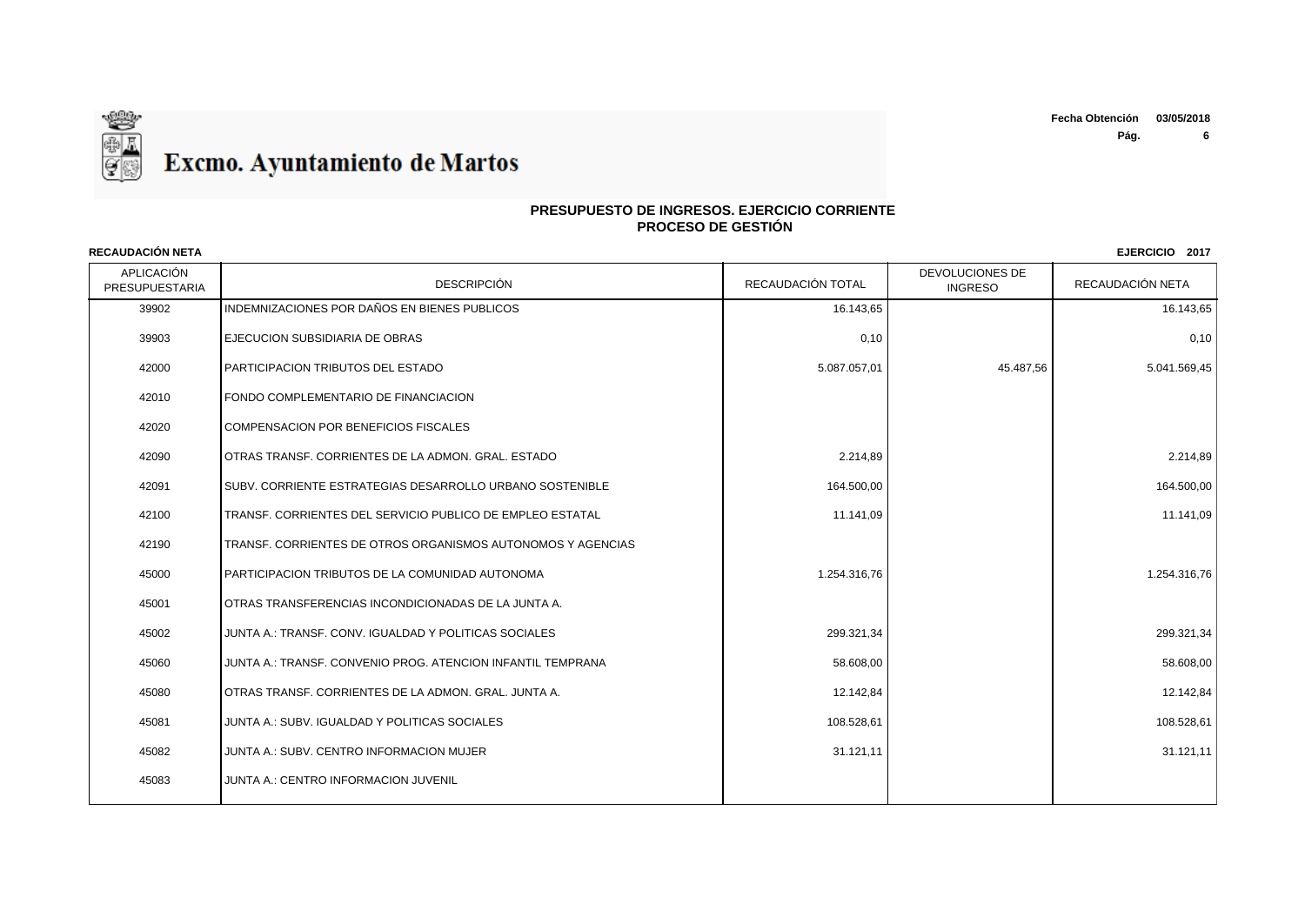# Excmo. Ayuntamiento de Martos

**Fecha Obtención** 03/05/2018

## PRESUPUESTO DE INGRESOS. EJERCICIO CORRIENTE
## PROCESO DE GESTIÓN

**RECAUDACIÓN NETA** **EJERCICIO 2017**

| APLICACIÓN PRESUPUESTARIA | DESCRIPCIÓN | RECAUDACIÓN TOTAL | DEVOLUCIONES DE INGRESO | RECAUDACIÓN NETA |
|---|---|---|---|---|
| 39902 | INDEMNIZACIONES POR DAÑOS EN BIENES PUBLICOS | 16.143,65 | | 16.143,65 |
| 39903 | EJECUCION SUBSIDIARIA DE OBRAS | 0,10 | | 0,10 |
| 42000 | PARTICIPACION TRIBUTOS DEL ESTADO | 5.087.057,01 | 45.487,56 | 5.041.569,45 |
| 42010 | FONDO COMPLEMENTARIO DE FINANCIACION | | | |
| 42020 | COMPENSACION POR BENEFICIOS FISCALES | | | |
| 42090 | OTRAS TRANSF. CORRIENTES DE LA ADMON. GRAL. ESTADO | 2.214,89 | | 2.214,89 |
| 42091 | SUBV. CORRIENTE ESTRATEGIAS DESARROLLO URBANO SOSTENIBLE | 164.500,00 | | 164.500,00 |
| 42100 | TRANSF. CORRIENTES DEL SERVICIO PUBLICO DE EMPLEO ESTATAL | 11.141,09 | | 11.141,09 |
| 42190 | TRANSF. CORRIENTES DE OTROS ORGANISMOS AUTONOMOS Y AGENCIAS | | | |
| 45000 | PARTICIPACION TRIBUTOS DE LA COMUNIDAD AUTONOMA | 1.254.316,76 | | 1.254.316,76 |
| 45001 | OTRAS TRANSFERENCIAS INCONDICIONADAS DE LA JUNTA A. | | | |
| 45002 | JUNTA A.: TRANSF. CONV. IGUALDAD Y POLITICAS SOCIALES | 299.321,34 | | 299.321,34 |
| 45060 | JUNTA A.: TRANSF. CONVENIO PROG. ATENCION INFANTIL TEMPRANA | 58.608,00 | | 58.608,00 |
| 45080 | OTRAS TRANSF. CORRIENTES DE LA ADMON. GRAL. JUNTA A. | 12.142,84 | | 12.142,84 |
| 45081 | JUNTA A.: SUBV. IGUALDAD Y POLITICAS SOCIALES | 108.528,61 | | 108.528,61 |
| 45082 | JUNTA A.: SUBV. CENTRO INFORMACION MUJER | 31.121,11 | | 31.121,11 |
| 45083 | JUNTA A.: CENTRO INFORMACION JUVENIL | | | |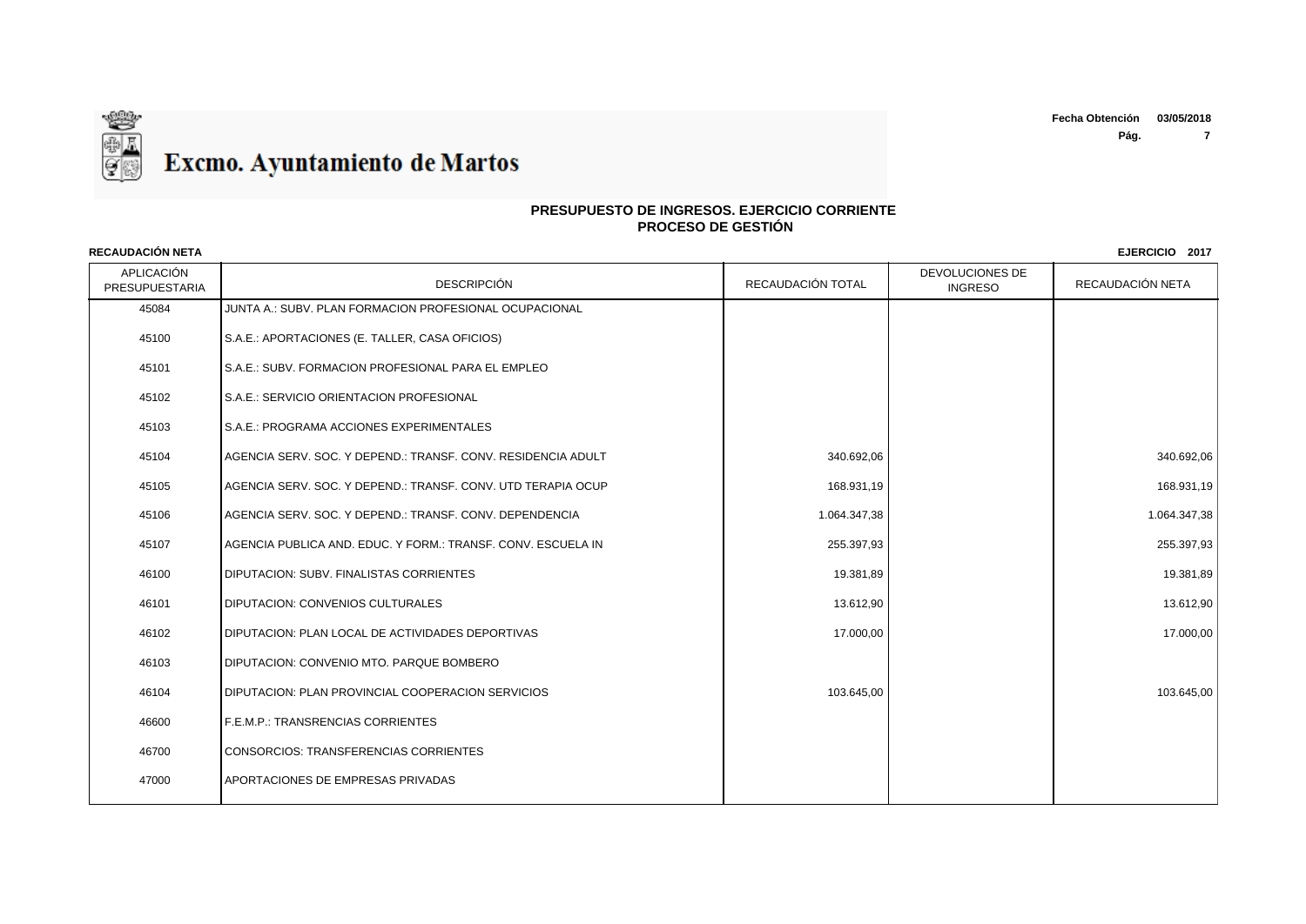**Excmo. Ayuntamiento de Martos**

**Fecha Obtención** 03/05/2018

## PRESUPUESTO DE INGRESOS. EJERCICIO CORRIENTE
## PROCESO DE GESTIÓN

**RECAUDACIÓN NETA** **EJERCICIO 2017**

| APLICACIÓN PRESUPUESTARIA | DESCRIPCIÓN | RECAUDACIÓN TOTAL | DEVOLUCIONES DE INGRESO | RECAUDACIÓN NETA |
|---|---|---|---|---|
| 45084 | JUNTA A.: SUBV. PLAN FORMACION PROFESIONAL OCUPACIONAL | | | |
| 45100 | S.A.E.: APORTACIONES (E. TALLER, CASA OFICIOS) | | | |
| 45101 | S.A.E.: SUBV. FORMACION PROFESIONAL PARA EL EMPLEO | | | |
| 45102 | S.A.E.: SERVICIO ORIENTACION PROFESIONAL | | | |
| 45103 | S.A.E.: PROGRAMA ACCIONES EXPERIMENTALES | | | |
| 45104 | AGENCIA SERV. SOC. Y DEPEND.: TRANSF. CONV. RESIDENCIA ADULT | 340.692,06 | | 340.692,06 |
| 45105 | AGENCIA SERV. SOC. Y DEPEND.: TRANSF. CONV. UTD TERAPIA OCUP | 168.931,19 | | 168.931,19 |
| 45106 | AGENCIA SERV. SOC. Y DEPEND.: TRANSF. CONV. DEPENDENCIA | 1.064.347,38 | | 1.064.347,38 |
| 45107 | AGENCIA PUBLICA AND. EDUC. Y FORM.: TRANSF. CONV. ESCUELA IN | 255.397,93 | | 255.397,93 |
| 46100 | DIPUTACION: SUBV. FINALISTAS CORRIENTES | 19.381,89 | | 19.381,89 |
| 46101 | DIPUTACION: CONVENIOS CULTURALES | 13.612,90 | | 13.612,90 |
| 46102 | DIPUTACION: PLAN LOCAL DE ACTIVIDADES DEPORTIVAS | 17.000,00 | | 17.000,00 |
| 46103 | DIPUTACION: CONVENIO MTO. PARQUE BOMBERO | | | |
| 46104 | DIPUTACION: PLAN PROVINCIAL COOPERACION SERVICIOS | 103.645,00 | | 103.645,00 |
| 46600 | F.E.M.P.: TRANSRENCIAS CORRIENTES | | | |
| 46700 | CONSORCIOS: TRANSFERENCIAS CORRIENTES | | | |
| 47000 | APORTACIONES DE EMPRESAS PRIVADAS | | | |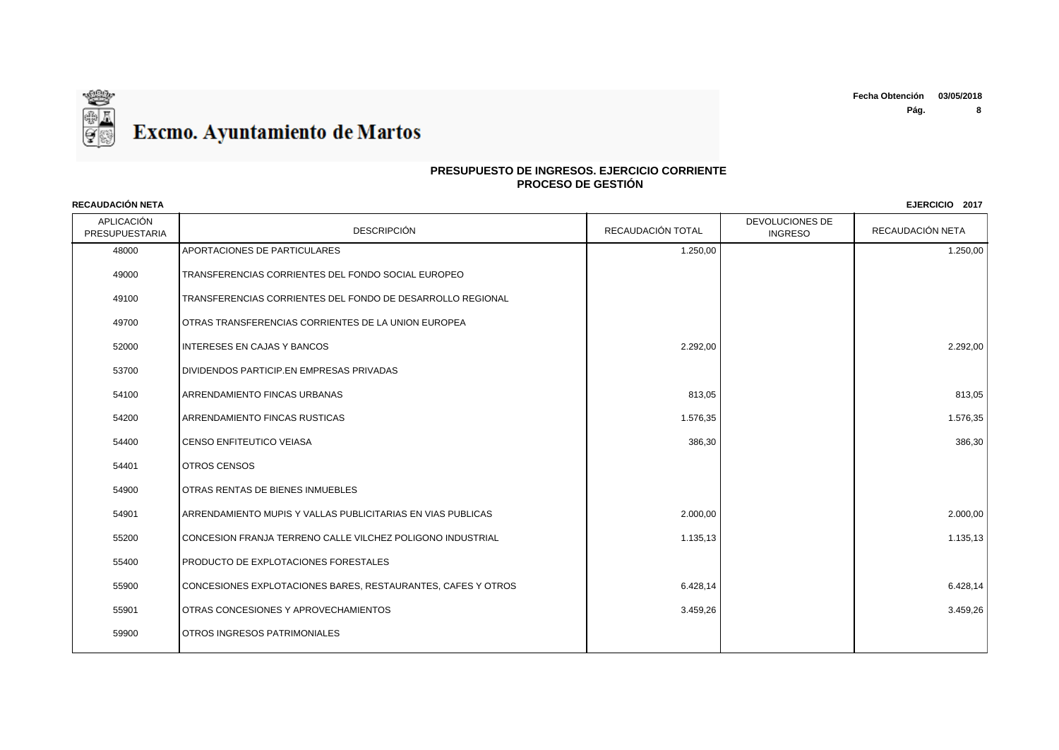**Excmo. Ayuntamiento de Martos**

**Fecha Obtención** 03/05/2018

## PRESUPUESTO DE INGRESOS. EJERCICIO CORRIENTE
## PROCESO DE GESTIÓN

**RECAUDACIÓN NETA** **EJERCICIO 2017**

| APLICACIÓN PRESUPUESTARIA | DESCRIPCIÓN | RECAUDACIÓN TOTAL | DEVOLUCIONES DE INGRESO | RECAUDACIÓN NETA |
|---|---|---|---|---|
| 48000 | APORTACIONES DE PARTICULARES | 1.250,00 | | 1.250,00 |
| 49000 | TRANSFERENCIAS CORRIENTES DEL FONDO SOCIAL EUROPEO | | | |
| 49100 | TRANSFERENCIAS CORRIENTES DEL FONDO DE DESARROLLO REGIONAL | | | |
| 49700 | OTRAS TRANSFERENCIAS CORRIENTES DE LA UNION EUROPEA | | | |
| 52000 | INTERESES EN CAJAS Y BANCOS | 2.292,00 | | 2.292,00 |
| 53700 | DIVIDENDOS PARTICIP.EN EMPRESAS PRIVADAS | | | |
| 54100 | ARRENDAMIENTO FINCAS URBANAS | 813,05 | | 813,05 |
| 54200 | ARRENDAMIENTO FINCAS RUSTICAS | 1.576,35 | | 1.576,35 |
| 54400 | CENSO ENFITEUTICO VEIASA | 386,30 | | 386,30 |
| 54401 | OTROS CENSOS | | | |
| 54900 | OTRAS RENTAS DE BIENES INMUEBLES | | | |
| 54901 | ARRENDAMIENTO MUPIS Y VALLAS PUBLICITARIAS EN VIAS PUBLICAS | 2.000,00 | | 2.000,00 |
| 55200 | CONCESION FRANJA TERRENO CALLE VILCHEZ POLIGONO INDUSTRIAL | 1.135,13 | | 1.135,13 |
| 55400 | PRODUCTO DE EXPLOTACIONES FORESTALES | | | |
| 55900 | CONCESIONES EXPLOTACIONES BARES, RESTAURANTES, CAFES Y OTROS | 6.428,14 | | 6.428,14 |
| 55901 | OTRAS CONCESIONES Y APROVECHAMIENTOS | 3.459,26 | | 3.459,26 |
| 59900 | OTROS INGRESOS PATRIMONIALES | | | |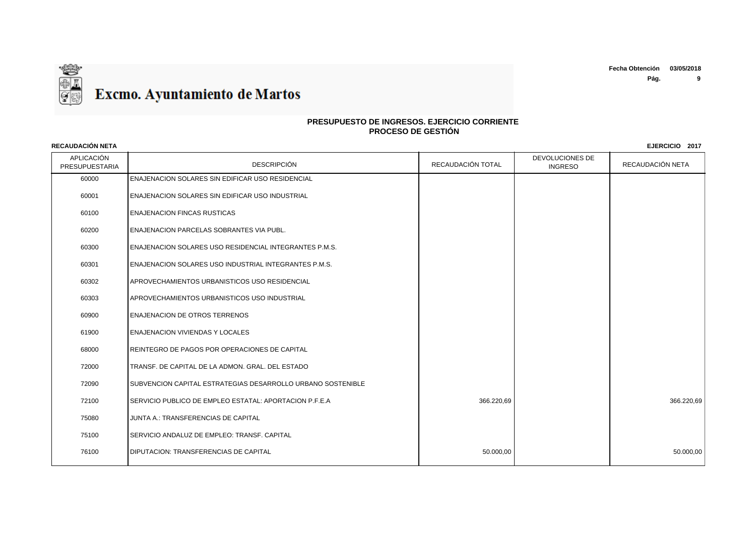# Excmo. Ayuntamiento de Martos

Fecha Obtención 03/05/2018

## PRESUPUESTO DE INGRESOS. EJERCICIO CORRIENTE
## PROCESO DE GESTIÓN

**RECAUDACIÓN NETA** **EJERCICIO 2017**

| APLICACIÓN PRESUPUESTARIA | DESCRIPCIÓN | RECAUDACIÓN TOTAL | DEVOLUCIONES DE INGRESO | RECAUDACIÓN NETA |
|---|---|---|---|---|
| 60000 | ENAJENACION SOLARES SIN EDIFICAR USO RESIDENCIAL | | | |
| 60001 | ENAJENACION SOLARES SIN EDIFICAR USO INDUSTRIAL | | | |
| 60100 | ENAJENACION FINCAS RUSTICAS | | | |
| 60200 | ENAJENACION PARCELAS SOBRANTES VIA PUBL. | | | |
| 60300 | ENAJENACION SOLARES USO RESIDENCIAL INTEGRANTES P.M.S. | | | |
| 60301 | ENAJENACION SOLARES USO INDUSTRIAL INTEGRANTES P.M.S. | | | |
| 60302 | APROVECHAMIENTOS URBANISTICOS USO RESIDENCIAL | | | |
| 60303 | APROVECHAMIENTOS URBANISTICOS USO INDUSTRIAL | | | |
| 60900 | ENAJENACION DE OTROS TERRENOS | | | |
| 61900 | ENAJENACION VIVIENDAS Y LOCALES | | | |
| 68000 | REINTEGRO DE PAGOS POR OPERACIONES DE CAPITAL | | | |
| 72000 | TRANSF. DE CAPITAL DE LA ADMON. GRAL. DEL ESTADO | | | |
| 72090 | SUBVENCION CAPITAL ESTRATEGIAS DESARROLLO URBANO SOSTENIBLE | | | |
| 72100 | SERVICIO PUBLICO DE EMPLEO ESTATAL: APORTACION P.F.E.A | 366.220,69 | | 366.220,69 |
| 75080 | JUNTA A.: TRANSFERENCIAS DE CAPITAL | | | |
| 75100 | SERVICIO ANDALUZ DE EMPLEO: TRANSF. CAPITAL | | | |
| 76100 | DIPUTACION: TRANSFERENCIAS DE CAPITAL | 50.000,00 | | 50.000,00 |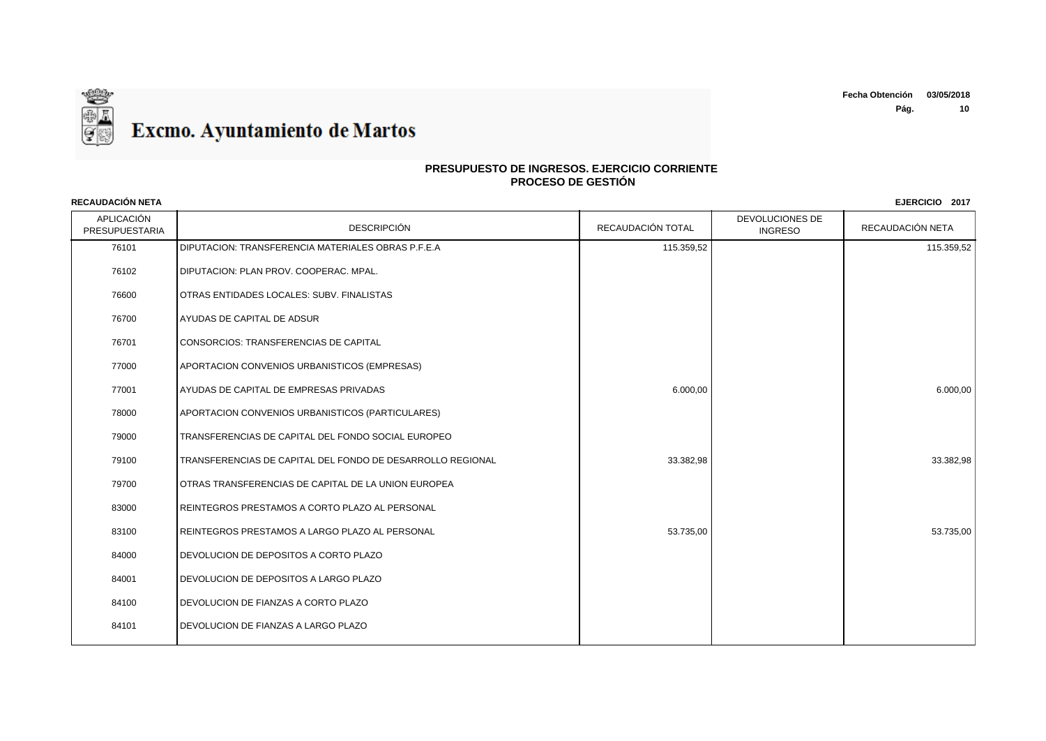Excmo. Ayuntamiento de Martos

**Fecha Obtención** 03/05/2018

## PRESUPUESTO DE INGRESOS. EJERCICIO CORRIENTE
## PROCESO DE GESTIÓN

**RECAUDACIÓN NETA** **EJERCICIO 2017**

| APLICACIÓN PRESUPUESTARIA | DESCRIPCIÓN | RECAUDACIÓN TOTAL | DEVOLUCIONES DE INGRESO | RECAUDACIÓN NETA |
|---|---|---|---|---|
| 76101 | DIPUTACION: TRANSFERENCIA MATERIALES OBRAS P.F.E.A | 115.359,52 | | 115.359,52 |
| 76102 | DIPUTACION: PLAN PROV. COOPERAC. MPAL. | | | |
| 76600 | OTRAS ENTIDADES LOCALES: SUBV. FINALISTAS | | | |
| 76700 | AYUDAS DE CAPITAL DE ADSUR | | | |
| 76701 | CONSORCIOS: TRANSFERENCIAS DE CAPITAL | | | |
| 77000 | APORTACION CONVENIOS URBANISTICOS (EMPRESAS) | | | |
| 77001 | AYUDAS DE CAPITAL DE EMPRESAS PRIVADAS | 6.000,00 | | 6.000,00 |
| 78000 | APORTACION CONVENIOS URBANISTICOS (PARTICULARES) | | | |
| 79000 | TRANSFERENCIAS DE CAPITAL DEL FONDO SOCIAL EUROPEO | | | |
| 79100 | TRANSFERENCIAS DE CAPITAL DEL FONDO DE DESARROLLO REGIONAL | 33.382,98 | | 33.382,98 |
| 79700 | OTRAS TRANSFERENCIAS DE CAPITAL DE LA UNION EUROPEA | | | |
| 83000 | REINTEGROS PRESTAMOS A CORTO PLAZO AL PERSONAL | | | |
| 83100 | REINTEGROS PRESTAMOS A LARGO PLAZO AL PERSONAL | 53.735,00 | | 53.735,00 |
| 84000 | DEVOLUCION DE DEPOSITOS A CORTO PLAZO | | | |
| 84001 | DEVOLUCION DE DEPOSITOS A LARGO PLAZO | | | |
| 84100 | DEVOLUCION DE FIANZAS A CORTO PLAZO | | | |
| 84101 | DEVOLUCION DE FIANZAS A LARGO PLAZO | | | |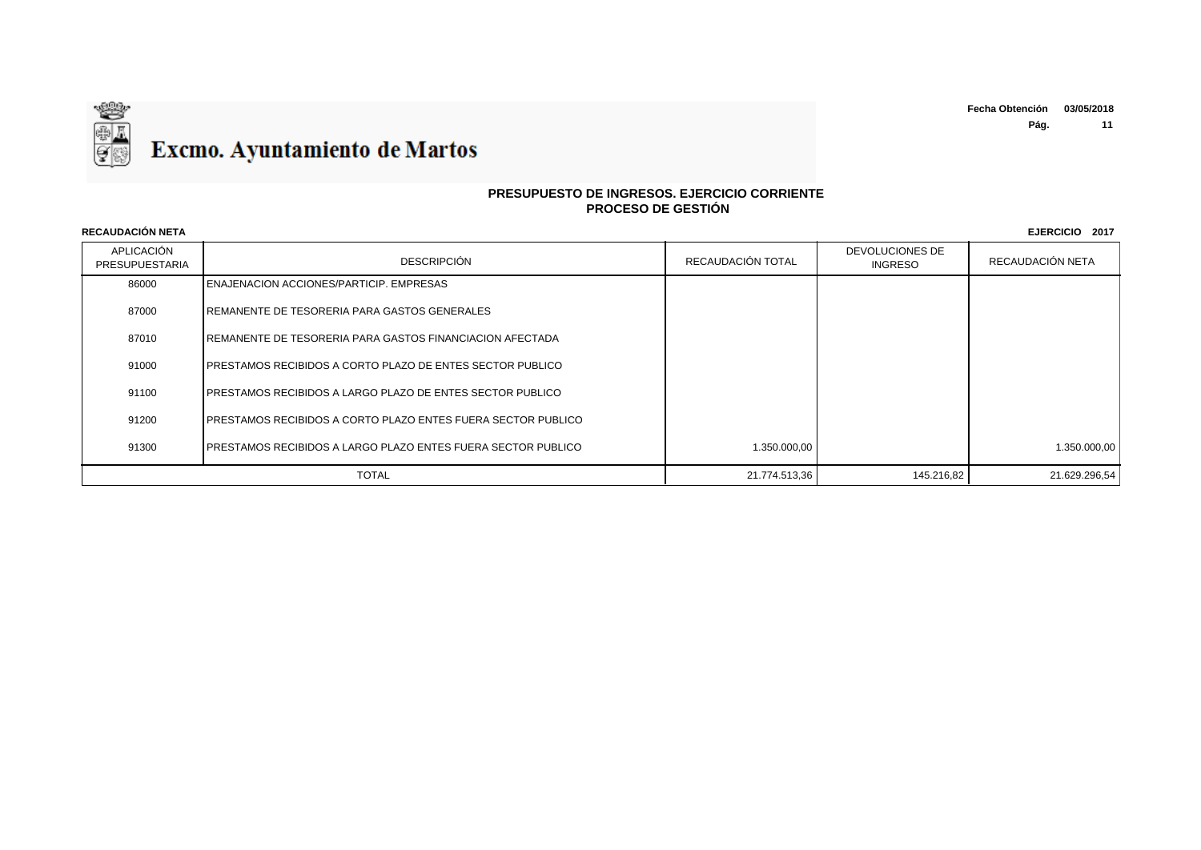Excmo. Ayuntamiento de Martos

**Fecha Obtención** 03/05/2018

## PRESUPUESTO DE INGRESOS. EJERCICIO CORRIENTE
## PROCESO DE GESTIÓN

**RECAUDACIÓN NETA** **EJERCICIO 2017**

| APLICACIÓN PRESUPUESTARIA | DESCRIPCIÓN | RECAUDACIÓN TOTAL | DEVOLUCIONES DE INGRESO | RECAUDACIÓN NETA |
|---|---|---|---|---|
| 86000 | ENAJENACION ACCIONES/PARTICIP. EMPRESAS | | | |
| 87000 | REMANENTE DE TESORERIA PARA GASTOS GENERALES | | | |
| 87010 | REMANENTE DE TESORERIA PARA GASTOS FINANCIACION AFECTADA | | | |
| 91000 | PRESTAMOS RECIBIDOS A CORTO PLAZO DE ENTES SECTOR PUBLICO | | | |
| 91100 | PRESTAMOS RECIBIDOS A LARGO PLAZO DE ENTES SECTOR PUBLICO | | | |
| 91200 | PRESTAMOS RECIBIDOS A CORTO PLAZO ENTES FUERA SECTOR PUBLICO | | | |
| 91300 | PRESTAMOS RECIBIDOS A LARGO PLAZO ENTES FUERA SECTOR PUBLICO | 1.350.000,00 | | 1.350.000,00 |
| TOTAL | | 21.774.513,36 | 145.216,82 | 21.629.296,54 |